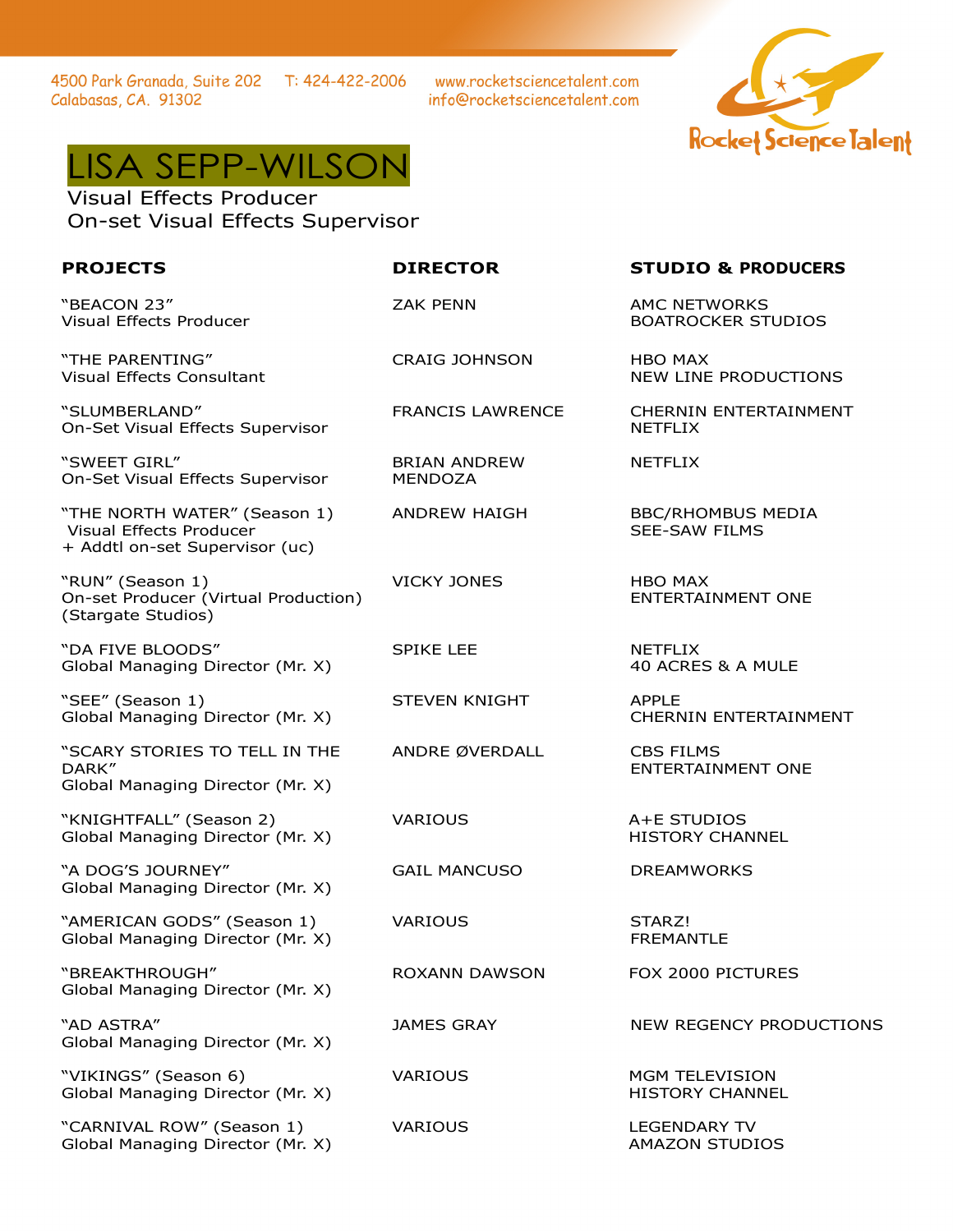4500 Park Granada, Suite 202
Calabasas, CA. 91302

T: 424-422-2006

www.rocketsciencetalent.com
info@rocketsciencetalent.com

Rocket Science Talent

# LISA SEPP-WILSON

Visual Effects Producer
On-set Visual Effects Supervisor

| PROJECTS | DIRECTOR | STUDIO & PRODUCERS |
|---|---|---|
| "BEACON 23"<br>Visual Effects Producer | ZAK PENN | AMC NETWORKS<br>BOATROCKER STUDIOS |
| "THE PARENTING"<br>Visual Effects Consultant | CRAIG JOHNSON | HBO MAX<br>NEW LINE PRODUCTIONS |
| "SLUMBERLAND"<br>On-Set Visual Effects Supervisor | FRANCIS LAWRENCE | CHERNIN ENTERTAINMENT<br>NETFLIX |
| "SWEET GIRL"<br>On-Set Visual Effects Supervisor | BRIAN ANDREW MENDOZA | NETFLIX |
| "THE NORTH WATER" (Season 1)<br>Visual Effects Producer<br>+ Addtl on-set Supervisor (uc) | ANDREW HAIGH | BBC/RHOMBUS MEDIA<br>SEE-SAW FILMS |
| "RUN" (Season 1)<br>On-set Producer (Virtual Production)<br>(Stargate Studios) | VICKY JONES | HBO MAX<br>ENTERTAINMENT ONE |
| "DA FIVE BLOODS"<br>Global Managing Director (Mr. X) | SPIKE LEE | NETFLIX<br>40 ACRES & A MULE |
| "SEE" (Season 1)<br>Global Managing Director (Mr. X) | STEVEN KNIGHT | APPLE<br>CHERNIN ENTERTAINMENT |
| "SCARY STORIES TO TELL IN THE DARK"<br>Global Managing Director (Mr. X) | ANDRE ØVERDALL | CBS FILMS<br>ENTERTAINMENT ONE |
| "KNIGHTFALL" (Season 2)<br>Global Managing Director (Mr. X) | VARIOUS | A+E STUDIOS<br>HISTORY CHANNEL |
| "A DOG'S JOURNEY"<br>Global Managing Director (Mr. X) | GAIL MANCUSO | DREAMWORKS |
| "AMERICAN GODS" (Season 1)<br>Global Managing Director (Mr. X) | VARIOUS | STARZ!<br>FREMANTLE |
| "BREAKTHROUGH"<br>Global Managing Director (Mr. X) | ROXANN DAWSON | FOX 2000 PICTURES |
| "AD ASTRA"<br>Global Managing Director (Mr. X) | JAMES GRAY | NEW REGENCY PRODUCTIONS |
| "VIKINGS" (Season 6)<br>Global Managing Director (Mr. X) | VARIOUS | MGM TELEVISION<br>HISTORY CHANNEL |
| "CARNIVAL ROW" (Season 1)<br>Global Managing Director (Mr. X) | VARIOUS | LEGENDARY TV<br>AMAZON STUDIOS |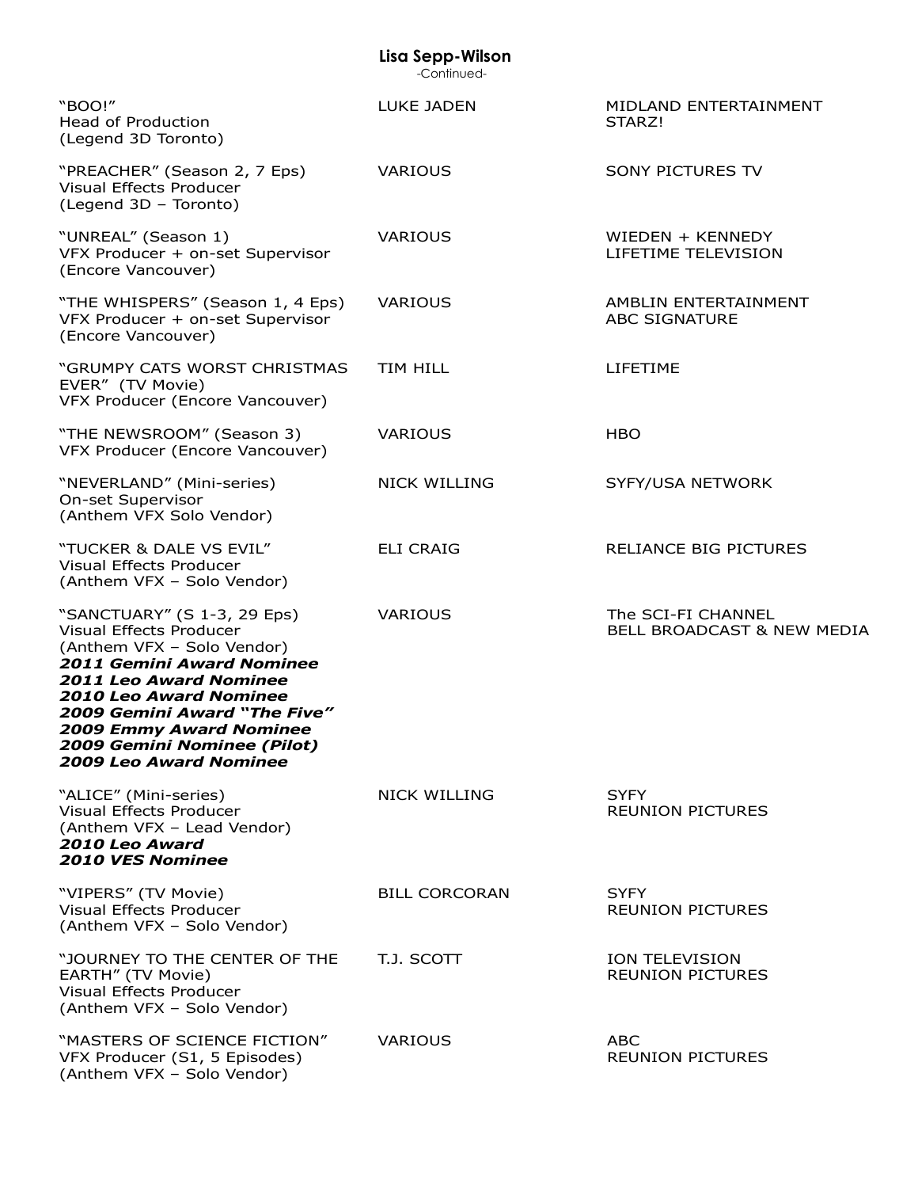| Project | Director | Production / Network |
|---|---|---|
| "BOO!"<br>Head of Production<br>(Legend 3D Toronto) | LUKE JADEN | MIDLAND ENTERTAINMENT<br>STARZ! |
| "PREACHER" (Season 2, 7 Eps)<br>Visual Effects Producer<br>(Legend 3D – Toronto) | VARIOUS | SONY PICTURES TV |
| "UNREAL" (Season 1)<br>VFX Producer + on-set Supervisor<br>(Encore Vancouver) | VARIOUS | WIEDEN + KENNEDY<br>LIFETIME TELEVISION |
| "THE WHISPERS" (Season 1, 4 Eps)<br>VFX Producer + on-set Supervisor<br>(Encore Vancouver) | VARIOUS | AMBLIN ENTERTAINMENT<br>ABC SIGNATURE |
| "GRUMPY CATS WORST CHRISTMAS EVER" (TV Movie)<br>VFX Producer (Encore Vancouver) | TIM HILL | LIFETIME |
| "THE NEWSROOM" (Season 3)<br>VFX Producer (Encore Vancouver) | VARIOUS | HBO |
| "NEVERLAND" (Mini-series)<br>On-set Supervisor<br>(Anthem VFX Solo Vendor) | NICK WILLING | SYFY/USA NETWORK |
| "TUCKER & DALE VS EVIL"<br>Visual Effects Producer<br>(Anthem VFX – Solo Vendor) | ELI CRAIG | RELIANCE BIG PICTURES |
| "SANCTUARY" (S 1-3, 29 Eps)<br>Visual Effects Producer<br>(Anthem VFX – Solo Vendor)<br>***2011 Gemini Award Nominee***<br>***2011 Leo Award Nominee***<br>***2010 Leo Award Nominee***<br>***2009 Gemini Award "The Five"***<br>***2009 Emmy Award Nominee***<br>***2009 Gemini Nominee (Pilot)***<br>***2009 Leo Award Nominee*** | VARIOUS | The SCI-FI CHANNEL<br>BELL BROADCAST & NEW MEDIA |
| "ALICE" (Mini-series)<br>Visual Effects Producer<br>(Anthem VFX – Lead Vendor)<br>***2010 Leo Award***<br>***2010 VES Nominee*** | NICK WILLING | SYFY<br>REUNION PICTURES |
| "VIPERS" (TV Movie)<br>Visual Effects Producer<br>(Anthem VFX – Solo Vendor) | BILL CORCORAN | SYFY<br>REUNION PICTURES |
| "JOURNEY TO THE CENTER OF THE EARTH" (TV Movie)<br>Visual Effects Producer<br>(Anthem VFX – Solo Vendor) | T.J. SCOTT | ION TELEVISION<br>REUNION PICTURES |
| "MASTERS OF SCIENCE FICTION"<br>VFX Producer (S1, 5 Episodes)<br>(Anthem VFX – Solo Vendor) | VARIOUS | ABC<br>REUNION PICTURES |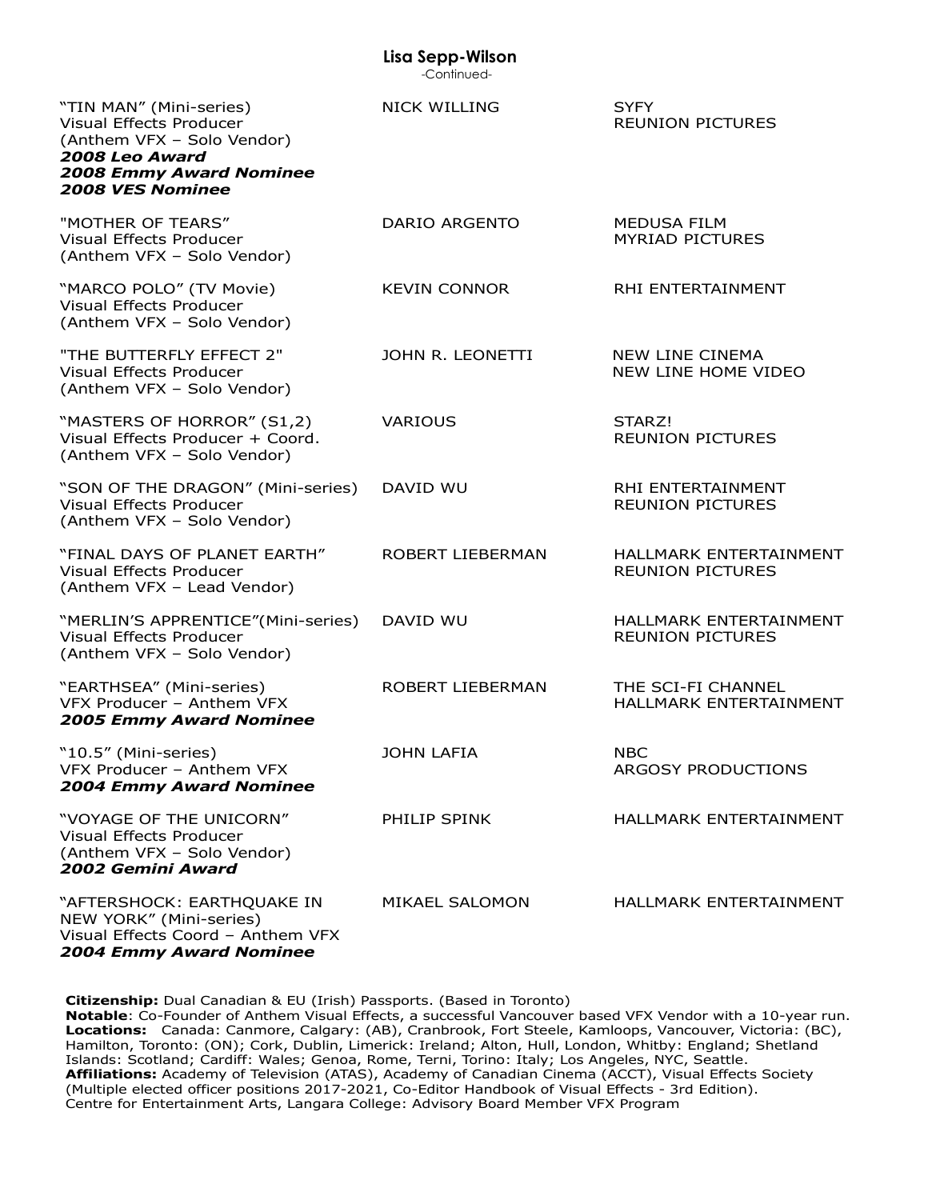| | | |
|---|---|---|
| "TIN MAN" (Mini-series)<br>Visual Effects Producer<br>(Anthem VFX – Solo Vendor)<br>***2008 Leo Award***<br>***2008 Emmy Award Nominee***<br>***2008 VES Nominee*** | NICK WILLING | SYFY<br>REUNION PICTURES |
| "MOTHER OF TEARS"<br>Visual Effects Producer<br>(Anthem VFX – Solo Vendor) | DARIO ARGENTO | MEDUSA FILM<br>MYRIAD PICTURES |
| "MARCO POLO" (TV Movie)<br>Visual Effects Producer<br>(Anthem VFX – Solo Vendor) | KEVIN CONNOR | RHI ENTERTAINMENT |
| "THE BUTTERFLY EFFECT 2"<br>Visual Effects Producer<br>(Anthem VFX – Solo Vendor) | JOHN R. LEONETTI | NEW LINE CINEMA<br>NEW LINE HOME VIDEO |
| "MASTERS OF HORROR" (S1,2)<br>Visual Effects Producer + Coord.<br>(Anthem VFX – Solo Vendor) | VARIOUS | STARZ!<br>REUNION PICTURES |
| "SON OF THE DRAGON" (Mini-series)<br>Visual Effects Producer<br>(Anthem VFX – Solo Vendor) | DAVID WU | RHI ENTERTAINMENT<br>REUNION PICTURES |
| "FINAL DAYS OF PLANET EARTH"<br>Visual Effects Producer<br>(Anthem VFX – Lead Vendor) | ROBERT LIEBERMAN | HALLMARK ENTERTAINMENT<br>REUNION PICTURES |
| "MERLIN'S APPRENTICE"(Mini-series)<br>Visual Effects Producer<br>(Anthem VFX – Solo Vendor) | DAVID WU | HALLMARK ENTERTAINMENT<br>REUNION PICTURES |
| "EARTHSEA" (Mini-series)<br>VFX Producer – Anthem VFX<br>***2005 Emmy Award Nominee*** | ROBERT LIEBERMAN | THE SCI-FI CHANNEL<br>HALLMARK ENTERTAINMENT |
| "10.5" (Mini-series)<br>VFX Producer – Anthem VFX<br>***2004 Emmy Award Nominee*** | JOHN LAFIA | NBC<br>ARGOSY PRODUCTIONS |
| "VOYAGE OF THE UNICORN"<br>Visual Effects Producer<br>(Anthem VFX – Solo Vendor)<br>***2002 Gemini Award*** | PHILIP SPINK | HALLMARK ENTERTAINMENT |
| "AFTERSHOCK: EARTHQUAKE IN NEW YORK" (Mini-series)<br>Visual Effects Coord – Anthem VFX<br>***2004 Emmy Award Nominee*** | MIKAEL SALOMON | HALLMARK ENTERTAINMENT |

**Citizenship:** Dual Canadian & EU (Irish) Passports. (Based in Toronto)
**Notable**: Co-Founder of Anthem Visual Effects, a successful Vancouver based VFX Vendor with a 10-year run.
**Locations:** Canada: Canmore, Calgary: (AB), Cranbrook, Fort Steele, Kamloops, Vancouver, Victoria: (BC), Hamilton, Toronto: (ON); Cork, Dublin, Limerick: Ireland; Alton, Hull, London, Whitby: England; Shetland Islands: Scotland; Cardiff: Wales; Genoa, Rome, Terni, Torino: Italy; Los Angeles, NYC, Seattle.
**Affiliations:** Academy of Television (ATAS), Academy of Canadian Cinema (ACCT), Visual Effects Society (Multiple elected officer positions 2017-2021, Co-Editor Handbook of Visual Effects - 3rd Edition).
Centre for Entertainment Arts, Langara College: Advisory Board Member VFX Program